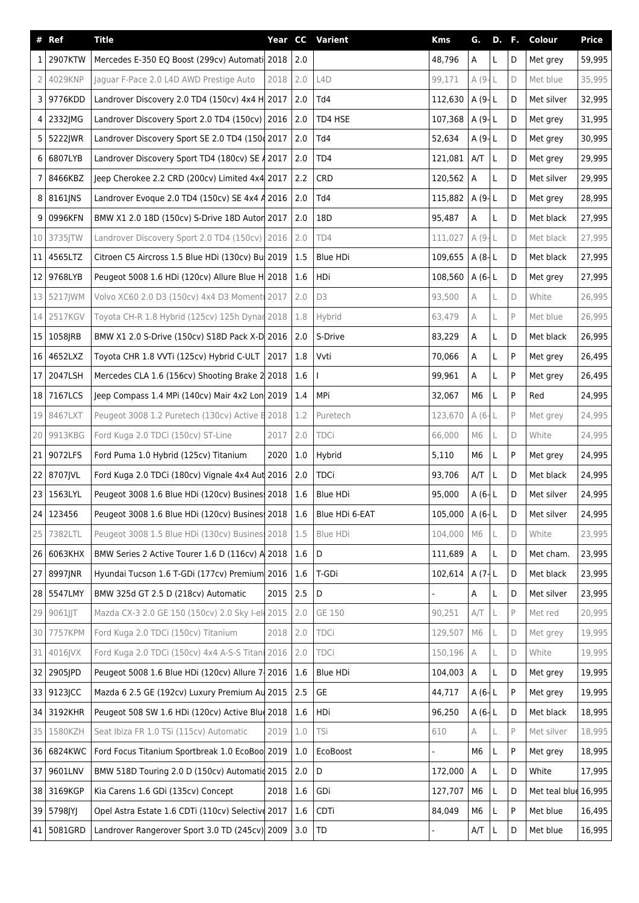| # | Ref | Title | Year | CC | Varient | Kms | G. | D. | F. | Colour | Price |
|---|---|---|---|---|---|---|---|---|---|---|---|
| 1 | 2907KTW | Mercedes E-350 EQ Boost (299cv) Automati | 2018 | 2.0 | | 48,796 | A | L | D | Met grey | 59,995 |
| 2 | 4029KNP | Jaguar F-Pace 2.0 L4D AWD Prestige Auto | 2018 | 2.0 | L4D | 99,171 | A (9- | L | D | Met blue | 35,995 |
| 3 | 9776KDD | Landrover Discovery 2.0 TD4 (150cv) 4x4 H | 2017 | 2.0 | Td4 | 112,630 | A (9- | L | D | Met silver | 32,995 |
| 4 | 2332JMG | Landrover Discovery Sport 2.0 TD4 (150cv) | 2016 | 2.0 | TD4 HSE | 107,368 | A (9- | L | D | Met grey | 31,995 |
| 5 | 5222JWR | Landrover Discovery Sport SE 2.0 TD4 (150 | 2017 | 2.0 | Td4 | 52,634 | A (9- | L | D | Met grey | 30,995 |
| 6 | 6807LYB | Landrover Discovery Sport TD4 (180cv) SE A | 2017 | 2.0 | TD4 | 121,081 | A/T | L | D | Met grey | 29,995 |
| 7 | 8466KBZ | Jeep Cherokee 2.2 CRD (200cv) Limited 4x4 | 2017 | 2.2 | CRD | 120,562 | A | L | D | Met silver | 29,995 |
| 8 | 8161JNS | Landrover Evoque 2.0 TD4 (150cv) SE 4x4 A | 2016 | 2.0 | Td4 | 115,882 | A (9- | L | D | Met grey | 28,995 |
| 9 | 0996KFN | BMW X1 2.0 18D (150cv) S-Drive 18D Autor | 2017 | 2.0 | 18D | 95,487 | A | L | D | Met black | 27,995 |
| 10 | 3735JTW | Landrover Discovery Sport 2.0 TD4 (150cv) | 2016 | 2.0 | TD4 | 111,027 | A (9- | L | D | Met black | 27,995 |
| 11 | 4565LTZ | Citroen C5 Aircross 1.5 Blue HDi (130cv) Bu | 2019 | 1.5 | Blue HDi | 109,655 | A (8- | L | D | Met black | 27,995 |
| 12 | 9768LYB | Peugeot 5008 1.6 HDi (120cv) Allure Blue H | 2018 | 1.6 | HDi | 108,560 | A (6- | L | D | Met grey | 27,995 |
| 13 | 5217JWM | Volvo XC60 2.0 D3 (150cv) 4x4 D3 Moment | 2017 | 2.0 | D3 | 93,500 | A | L | D | White | 26,995 |
| 14 | 2517KGV | Toyota CH-R 1.8 Hybrid (125cv) 125h Dynar | 2018 | 1.8 | Hybrid | 63,479 | A | L | P | Met blue | 26,995 |
| 15 | 1058JRB | BMW X1 2.0 S-Drive (150cv) S18D Pack X-D | 2016 | 2.0 | S-Drive | 83,229 | A | L | D | Met black | 26,995 |
| 16 | 4652LXZ | Toyota CHR 1.8 VVTi (125cv) Hybrid C-ULT | 2017 | 1.8 | Vvti | 70,066 | A | L | P | Met grey | 26,495 |
| 17 | 2047LSH | Mercedes CLA 1.6 (156cv) Shooting Brake 2 | 2018 | 1.6 | I | 99,961 | A | L | P | Met grey | 26,495 |
| 18 | 7167LCS | Jeep Compass 1.4 MPi (140cv) Mair 4x2 Lon | 2019 | 1.4 | MPi | 32,067 | M6 | L | P | Red | 24,995 |
| 19 | 8467LXT | Peugeot 3008 1.2 Puretech (130cv) Active E | 2018 | 1.2 | Puretech | 123,670 | A (6- | L | P | Met grey | 24,995 |
| 20 | 9913KBG | Ford Kuga 2.0 TDCi (150cv) ST-Line | 2017 | 2.0 | TDCi | 66,000 | M6 | L | D | White | 24,995 |
| 21 | 9072LFS | Ford Puma 1.0 Hybrid (125cv) Titanium | 2020 | 1.0 | Hybrid | 5,110 | M6 | L | P | Met grey | 24,995 |
| 22 | 8707JVL | Ford Kuga 2.0 TDCi (180cv) Vignale 4x4 Aut | 2016 | 2.0 | TDCi | 93,706 | A/T | L | D | Met black | 24,995 |
| 23 | 1563LYL | Peugeot 3008 1.6 Blue HDi (120cv) Busines | 2018 | 1.6 | Blue HDi | 95,000 | A (6- | L | D | Met silver | 24,995 |
| 24 | 123456 | Peugeot 3008 1.6 Blue HDi (120cv) Busines | 2018 | 1.6 | Blue HDi 6-EAT | 105,000 | A (6- | L | D | Met silver | 24,995 |
| 25 | 7382LTL | Peugeot 3008 1.5 Blue HDi (130cv) Busines | 2018 | 1.5 | Blue HDi | 104,000 | M6 | L | D | White | 23,995 |
| 26 | 6063KHX | BMW Series 2 Active Tourer 1.6 D (116cv) A | 2018 | 1.6 | D | 111,689 | A | L | D | Met cham. | 23,995 |
| 27 | 8997JNR | Hyundai Tucson 1.6 T-GDi (177cv) Premium | 2016 | 1.6 | T-GDi | 102,614 | A (7- | L | D | Met black | 23,995 |
| 28 | 5547LMY | BMW 325d GT 2.5 D (218cv) Automatic | 2015 | 2.5 | D | - | A | L | D | Met silver | 23,995 |
| 29 | 9061JJT | Mazda CX-3 2.0 GE 150 (150cv) 2.0 Sky I-el | 2015 | 2.0 | GE 150 | 90,251 | A/T | L | P | Met red | 20,995 |
| 30 | 7757KPM | Ford Kuga 2.0 TDCi (150cv) Titanium | 2018 | 2.0 | TDCi | 129,507 | M6 | L | D | Met grey | 19,995 |
| 31 | 4016JVX | Ford Kuga 2.0 TDCi (150cv) 4x4 A-S-S Titan | 2016 | 2.0 | TDCi | 150,196 | A | L | D | White | 19,995 |
| 32 | 2905JPD | Peugeot 5008 1.6 Blue HDi (120cv) Allure 7- | 2016 | 1.6 | Blue HDi | 104,003 | A | L | D | Met grey | 19,995 |
| 33 | 9123JCC | Mazda 6 2.5 GE (192cv) Luxury Premium Au | 2015 | 2.5 | GE | 44,717 | A (6- | L | P | Met grey | 19,995 |
| 34 | 3192KHR | Peugeot 508 SW 1.6 HDi (120cv) Active Blu | 2018 | 1.6 | HDi | 96,250 | A (6- | L | D | Met black | 18,995 |
| 35 | 1580KZH | Seat Ibiza FR 1.0 TSi (115cv) Automatic | 2019 | 1.0 | TSi | 610 | A | L | P | Met silver | 18,995 |
| 36 | 6824KWC | Ford Focus Titanium Sportbreak 1.0 EcoBoo | 2019 | 1.0 | EcoBoost | - | M6 | L | P | Met grey | 18,995 |
| 37 | 9601LNV | BMW 518D Touring 2.0 D (150cv) Automatic | 2015 | 2.0 | D | 172,000 | A | L | D | White | 17,995 |
| 38 | 3169KGP | Kia Carens 1.6 GDi (135cv) Concept | 2018 | 1.6 | GDi | 127,707 | M6 | L | D | Met teal blue | 16,995 |
| 39 | 5798JYJ | Opel Astra Estate 1.6 CDTi (110cv) Selective | 2017 | 1.6 | CDTi | 84,049 | M6 | L | P | Met blue | 16,495 |
| 41 | 5081GRD | Landrover Rangerover Sport 3.0 TD (245cv) | 2009 | 3.0 | TD | - | A/T | L | D | Met blue | 16,995 |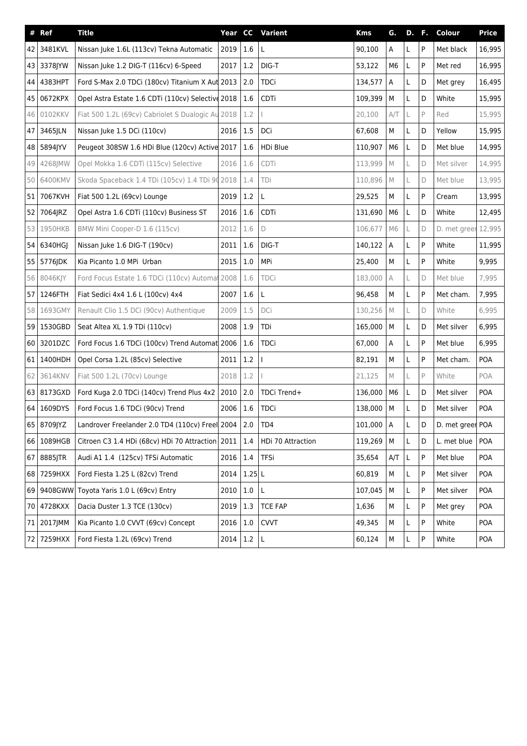| # | Ref | Title | Year | CC | Varient | Kms | G. | D. | F. | Colour | Price |
|---|---|---|---|---|---|---|---|---|---|---|---|
| 42 | 3481KVL | Nissan Juke 1.6L (113cv) Tekna Automatic | 2019 | 1.6 | L | 90,100 | A | L | P | Met black | 16,995 |
| 43 | 3378JYW | Nissan Juke 1.2 DIG-T (116cv) 6-Speed | 2017 | 1.2 | DIG-T | 53,122 | M6 | L | P | Met red | 16,995 |
| 44 | 4383HPT | Ford S-Max 2.0 TDCi (180cv) Titanium X Aut | 2013 | 2.0 | TDCi | 134,577 | A | L | D | Met grey | 16,495 |
| 45 | 0672KPX | Opel Astra Estate 1.6 CDTi (110cv) Selective | 2018 | 1.6 | CDTi | 109,399 | M | L | D | White | 15,995 |
| 46 | 0102KKV | Fiat 500 1.2L (69cv) Cabriolet S Dualogic Au | 2018 | 1.2 | I | 20,100 | A/T | L | P | Red | 15,995 |
| 47 | 3465JLN | Nissan Juke 1.5 DCi (110cv) | 2016 | 1.5 | DCi | 67,608 | M | L | D | Yellow | 15,995 |
| 48 | 5894JYV | Peugeot 308SW 1.6 HDi Blue (120cv) Active | 2017 | 1.6 | HDi Blue | 110,907 | M6 | L | D | Met blue | 14,995 |
| 49 | 4268JMW | Opel Mokka 1.6 CDTi (115cv) Selective | 2016 | 1.6 | CDTi | 113,999 | M | L | D | Met silver | 14,995 |
| 50 | 6400KMV | Skoda Spaceback 1.4 TDi (105cv) 1.4 TDi 90 | 2018 | 1.4 | TDi | 110,896 | M | L | D | Met blue | 13,995 |
| 51 | 7067KVH | Fiat 500 1.2L (69cv) Lounge | 2019 | 1.2 | L | 29,525 | M | L | P | Cream | 13,995 |
| 52 | 7064JRZ | Opel Astra 1.6 CDTi (110cv) Business ST | 2016 | 1.6 | CDTi | 131,690 | M6 | L | D | White | 12,495 |
| 53 | 1950HKB | BMW Mini Cooper-D 1.6 (115cv) | 2012 | 1.6 | D | 106,677 | M6 | L | D | D. met green | 12,995 |
| 54 | 6340HGJ | Nissan Juke 1.6 DIG-T (190cv) | 2011 | 1.6 | DIG-T | 140,122 | A | L | P | White | 11,995 |
| 55 | 5776JDK | Kia Picanto 1.0 MPi Urban | 2015 | 1.0 | MPi | 25,400 | M | L | P | White | 9,995 |
| 56 | 8046KJY | Ford Focus Estate 1.6 TDCi (110cv) Automat | 2008 | 1.6 | TDCi | 183,000 | A | L | D | Met blue | 7,995 |
| 57 | 1246FTH | Fiat Sedici 4x4 1.6 L (100cv) 4x4 | 2007 | 1.6 | L | 96,458 | M | L | P | Met cham. | 7,995 |
| 58 | 1693GMY | Renault Clio 1.5 DCi (90cv) Authentique | 2009 | 1.5 | DCi | 130,256 | M | L | D | White | 6,995 |
| 59 | 1530GBD | Seat Altea XL 1.9 TDi (110cv) | 2008 | 1.9 | TDi | 165,000 | M | L | D | Met silver | 6,995 |
| 60 | 3201DZC | Ford Focus 1.6 TDCi (100cv) Trend Automat | 2006 | 1.6 | TDCi | 67,000 | A | L | P | Met blue | 6,995 |
| 61 | 1400HDH | Opel Corsa 1.2L (85cv) Selective | 2011 | 1.2 | I | 82,191 | M | L | P | Met cham. | POA |
| 62 | 3614KNV | Fiat 500 1.2L (70cv) Lounge | 2018 | 1.2 | I | 21,125 | M | L | P | White | POA |
| 63 | 8173GXD | Ford Kuga 2.0 TDCi (140cv) Trend Plus 4x2 | 2010 | 2.0 | TDCi Trend+ | 136,000 | M6 | L | D | Met silver | POA |
| 64 | 1609DYS | Ford Focus 1.6 TDCi (90cv) Trend | 2006 | 1.6 | TDCi | 138,000 | M | L | D | Met silver | POA |
| 65 | 8709JYZ | Landrover Freelander 2.0 TD4 (110cv) Freel | 2004 | 2.0 | TD4 | 101,000 | A | L | D | D. met green | POA |
| 66 | 1089HGB | Citroen C3 1.4 HDi (68cv) HDi 70 Attraction | 2011 | 1.4 | HDi 70 Attraction | 119,269 | M | L | D | L. met blue | POA |
| 67 | 8885JTR | Audi A1 1.4 (125cv) TFSi Automatic | 2016 | 1.4 | TFSi | 35,654 | A/T | L | P | Met blue | POA |
| 68 | 7259HXX | Ford Fiesta 1.25 L (82cv) Trend | 2014 | 1.25 | L | 60,819 | M | L | P | Met silver | POA |
| 69 | 9408GWW | Toyota Yaris 1.0 L (69cv) Entry | 2010 | 1.0 | L | 107,045 | M | L | P | Met silver | POA |
| 70 | 4728KXX | Dacia Duster 1.3 TCE (130cv) | 2019 | 1.3 | TCE FAP | 1,636 | M | L | P | Met grey | POA |
| 71 | 2017JMM | Kia Picanto 1.0 CVVT (69cv) Concept | 2016 | 1.0 | CVVT | 49,345 | M | L | P | White | POA |
| 72 | 7259HXX | Ford Fiesta 1.2L (69cv) Trend | 2014 | 1.2 | L | 60,124 | M | L | P | White | POA |